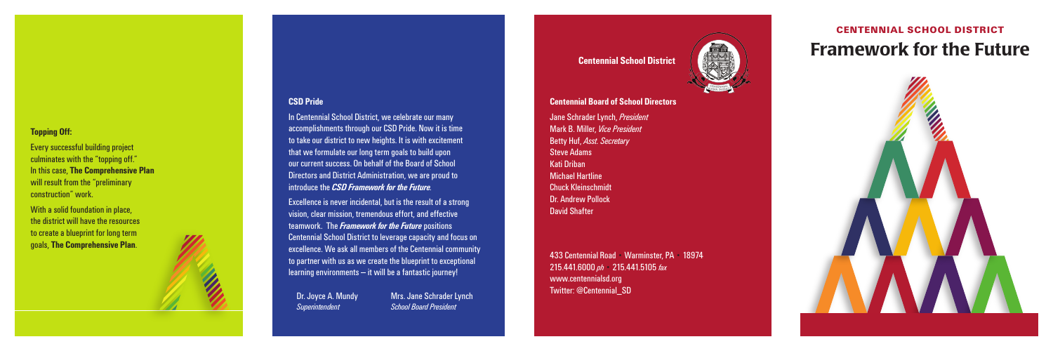**Topping Off:**

Every successful building project culminates with the "topping off." In this case, **The Comprehensive Plan** will result from the "preliminary construction" work.

With a solid foundation in place, the district will have the resources to create a blueprint for long term goals, **The Comprehensive Plan**.

**CSD Pride**

In Centennial School District, we celebrate our many accomplishments through our CSD Pride. Now it is time to take our district to new heights. It is with excitement that we formulate our long term goals to build upon our current success. On behalf of the Board of School Directors and District Administration, we are proud to introduce the ***CSD Framework for the Future***.

Excellence is never incidental, but is the result of a strong vision, clear mission, tremendous effort, and effective teamwork. The ***Framework for the Future*** positions Centennial School District to leverage capacity and focus on excellence. We ask all members of the Centennial community to partner with us as we create the blueprint to exceptional learning environments – it will be a fantastic journey!

Dr. Joyce A. Mundy
*Superintendent*

Mrs. Jane Schrader Lynch
*School Board President*

**Centennial School District**

**Centennial Board of School Directors**

Jane Schrader Lynch, *President*
Mark B. Miller, *Vice President*
Betty Huf, *Asst. Secretary*
Steve Adams
Kati Driban
Michael Hartline
Chuck Kleinschmidt
Dr. Andrew Pollock
David Shafter

433 Centennial Road · Warminster, PA · 18974
215.441.6000 *ph* · 215.441.5105 *fax*
www.centennialsd.org
Twitter: @Centennial_SD

## CENTENNIAL SCHOOL DISTRICT

# Framework for the Future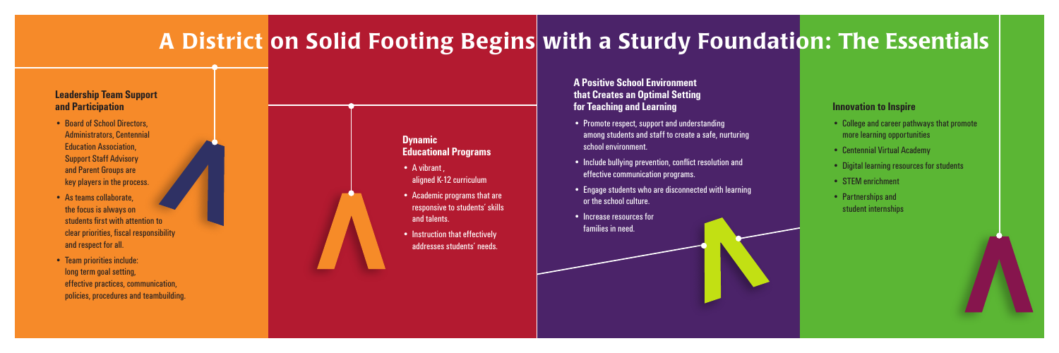# A District on Solid Footing Begins with a Sturdy Foundation: The Essentials

### Leadership Team Support and Participation

- Board of School Directors, Administrators, Centennial Education Association, Support Staff Advisory and Parent Groups are key players in the process.
- As teams collaborate, the focus is always on students first with attention to clear priorities, fiscal responsibility and respect for all.
- Team priorities include: long term goal setting, effective practices, communication, policies, procedures and teambuilding.

### Dynamic Educational Programs

- A vibrant , aligned K-12 curriculum
- Academic programs that are responsive to students' skills and talents.
- Instruction that effectively addresses students' needs.

### A Positive School Environment that Creates an Optimal Setting for Teaching and Learning

- Promote respect, support and understanding among students and staff to create a safe, nurturing school environment.
- Include bullying prevention, conflict resolution and effective communication programs.
- Engage students who are disconnected with learning or the school culture.
- Increase resources for families in need.

### Innovation to Inspire

- College and career pathways that promote more learning opportunities
- Centennial Virtual Academy
- Digital learning resources for students
- STEM enrichment
- Partnerships and student internships